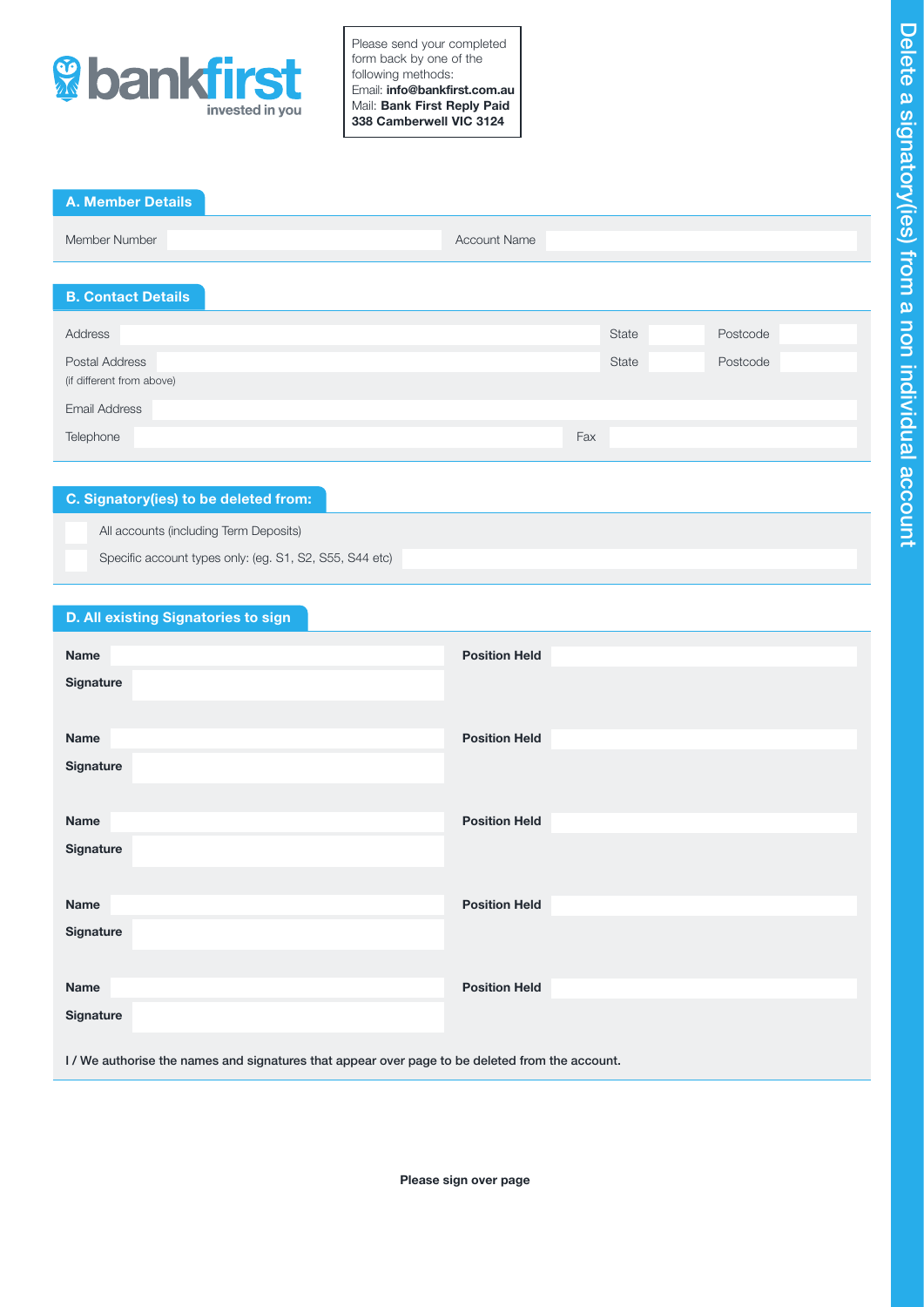bankfirst
invested in you

Please send your completed form back by one of the following methods:
Email: **info@bankfirst.com.au**
Mail: **Bank First Reply Paid 338 Camberwell VIC 3124**

# Delete a signatory(ies) from a non individual account

## A. Member Details

| Member Number | | Account Name | |
|---|---|---|---|

## B. Contact Details

| Address | | State | | Postcode | |
|---|---|---|---|---|---|
| Postal Address (if different from above) | | State | | Postcode | |
| Email Address | | | | | |
| Telephone | | Fax | | | |

## C. Signatory(ies) to be deleted from:

- ☐ All accounts (including Term Deposits)
- ☐ Specific account types only: (eg. S1, S2, S55, S44 etc)

## D. All existing Signatories to sign

| **Name** | | **Position Held** | |
|---|---|---|---|
| **Signature** | | | |
| **Name** | | **Position Held** | |
| **Signature** | | | |
| **Name** | | **Position Held** | |
| **Signature** | | | |
| **Name** | | **Position Held** | |
| **Signature** | | | |
| **Name** | | **Position Held** | |
| **Signature** | | | |

**I / We authorise the names and signatures that appear over page to be deleted from the account.**

**Please sign over page**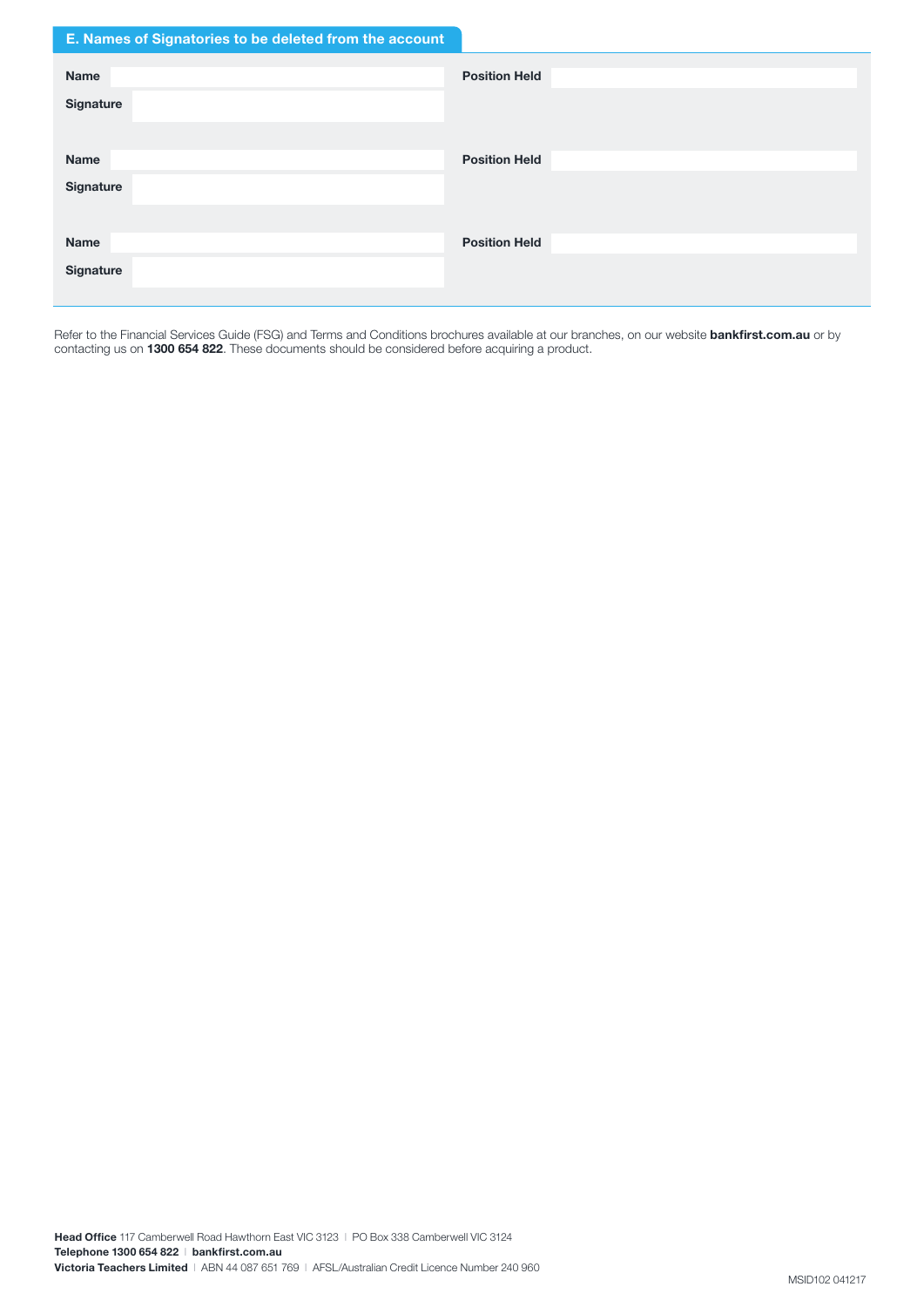## E. Names of Signatories to be deleted from the account

| | | | |
|---|---|---|---|
| **Name** | | **Position Held** | |
| **Signature** | | | |
| **Name** | | **Position Held** | |
| **Signature** | | | |
| **Name** | | **Position Held** | |
| **Signature** | | | |

Refer to the Financial Services Guide (FSG) and Terms and Conditions brochures available at our branches, on our website **bankfirst.com.au** or by contacting us on **1300 654 822**. These documents should be considered before acquiring a product.

**Head Office** 117 Camberwell Road Hawthorn East VIC 3123 | PO Box 338 Camberwell VIC 3124
**Telephone 1300 654 822** | **bankfirst.com.au**
**Victoria Teachers Limited** | ABN 44 087 651 769 | AFSL/Australian Credit Licence Number 240 960

MSID102 041217